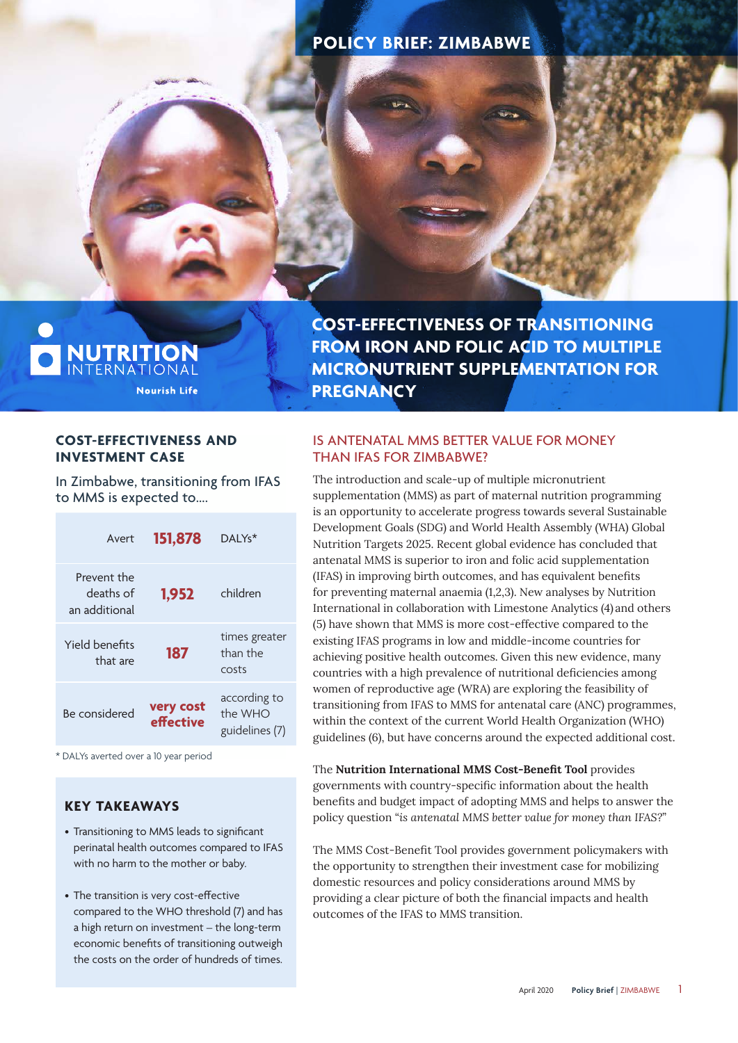POLICY BRIEF: ZIMBABWE

NUTRITION INTERNATIONAL

Nourish Life

# COST-EFFECTIVENESS OF TRANSITIONING FROM IRON AND FOLIC ACID TO MULTIPLE MICRONUTRIENT SUPPLEMENTATION FOR PREGNANCY

## COST-EFFECTIVENESS AND INVESTMENT CASE

In Zimbabwe, transitioning from IFAS to MMS is expected to....

| | | |
|---|---|---|
| Avert | **151,878** | DALYs* |
| Prevent the deaths of an additional | **1,952** | children |
| Yield benefits that are | **187** | times greater than the costs |
| Be considered | **very cost effective** | according to the WHO guidelines (7) |

\* DALYs averted over a 10 year period

### KEY TAKEAWAYS

- Transitioning to MMS leads to significant perinatal health outcomes compared to IFAS with no harm to the mother or baby.
- The transition is very cost-effective compared to the WHO threshold (7) and has a high return on investment – the long-term economic benefits of transitioning outweigh the costs on the order of hundreds of times.

## IS ANTENATAL MMS BETTER VALUE FOR MONEY THAN IFAS FOR ZIMBABWE?

The introduction and scale-up of multiple micronutrient supplementation (MMS) as part of maternal nutrition programming is an opportunity to accelerate progress towards several Sustainable Development Goals (SDG) and World Health Assembly (WHA) Global Nutrition Targets 2025. Recent global evidence has concluded that antenatal MMS is superior to iron and folic acid supplementation (IFAS) in improving birth outcomes, and has equivalent benefits for preventing maternal anaemia (1,2,3). New analyses by Nutrition International in collaboration with Limestone Analytics (4) and others (5) have shown that MMS is more cost-effective compared to the existing IFAS programs in low and middle-income countries for achieving positive health outcomes. Given this new evidence, many countries with a high prevalence of nutritional deficiencies among women of reproductive age (WRA) are exploring the feasibility of transitioning from IFAS to MMS for antenatal care (ANC) programmes, within the context of the current World Health Organization (WHO) guidelines (6), but have concerns around the expected additional cost.

The **Nutrition International MMS Cost-Benefit Tool** provides governments with country-specific information about the health benefits and budget impact of adopting MMS and helps to answer the policy question "*is antenatal MMS better value for money than IFAS?*"

The MMS Cost-Benefit Tool provides government policymakers with the opportunity to strengthen their investment case for mobilizing domestic resources and policy considerations around MMS by providing a clear picture of both the financial impacts and health outcomes of the IFAS to MMS transition.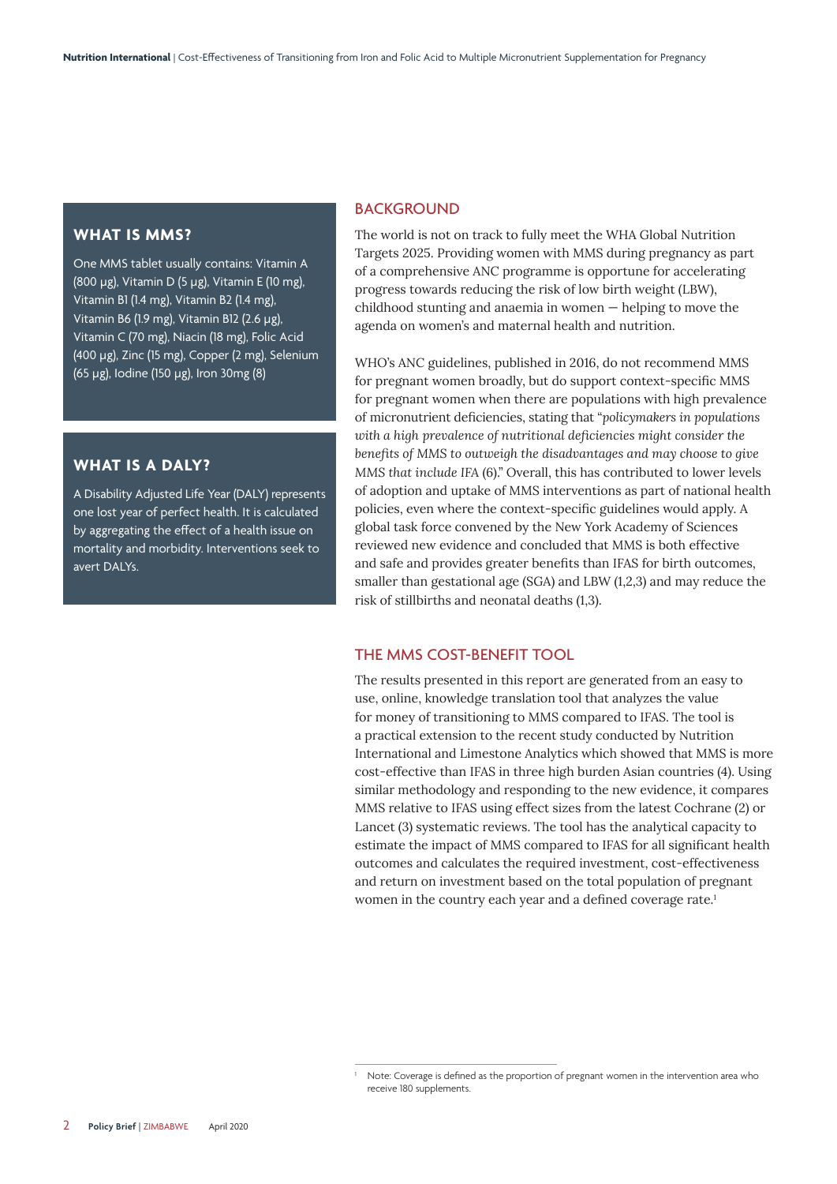## WHAT IS MMS?

One MMS tablet usually contains: Vitamin A (800 μg), Vitamin D (5 μg), Vitamin E (10 mg), Vitamin B1 (1.4 mg), Vitamin B2 (1.4 mg), Vitamin B6 (1.9 mg), Vitamin B12 (2.6 μg), Vitamin C (70 mg), Niacin (18 mg), Folic Acid (400 μg), Zinc (15 mg), Copper (2 mg), Selenium (65 μg), Iodine (150 μg), Iron 30mg (8)

## WHAT IS A DALY?

A Disability Adjusted Life Year (DALY) represents one lost year of perfect health. It is calculated by aggregating the effect of a health issue on mortality and morbidity. Interventions seek to avert DALYs.

## BACKGROUND

The world is not on track to fully meet the WHA Global Nutrition Targets 2025. Providing women with MMS during pregnancy as part of a comprehensive ANC programme is opportune for accelerating progress towards reducing the risk of low birth weight (LBW), childhood stunting and anaemia in women — helping to move the agenda on women's and maternal health and nutrition.

WHO's ANC guidelines, published in 2016, do not recommend MMS for pregnant women broadly, but do support context-specific MMS for pregnant women when there are populations with high prevalence of micronutrient deficiencies, stating that "*policymakers in populations with a high prevalence of nutritional deficiencies might consider the benefits of MMS to outweigh the disadvantages and may choose to give MMS that include IFA* (6)." Overall, this has contributed to lower levels of adoption and uptake of MMS interventions as part of national health policies, even where the context-specific guidelines would apply. A global task force convened by the New York Academy of Sciences reviewed new evidence and concluded that MMS is both effective and safe and provides greater benefits than IFAS for birth outcomes, smaller than gestational age (SGA) and LBW (1,2,3) and may reduce the risk of stillbirths and neonatal deaths (1,3).

## THE MMS COST-BENEFIT TOOL

The results presented in this report are generated from an easy to use, online, knowledge translation tool that analyzes the value for money of transitioning to MMS compared to IFAS. The tool is a practical extension to the recent study conducted by Nutrition International and Limestone Analytics which showed that MMS is more cost-effective than IFAS in three high burden Asian countries (4). Using similar methodology and responding to the new evidence, it compares MMS relative to IFAS using effect sizes from the latest Cochrane (2) or Lancet (3) systematic reviews. The tool has the analytical capacity to estimate the impact of MMS compared to IFAS for all significant health outcomes and calculates the required investment, cost-effectiveness and return on investment based on the total population of pregnant women in the country each year and a defined coverage rate.[1]

[1] Note: Coverage is defined as the proportion of pregnant women in the intervention area who receive 180 supplements.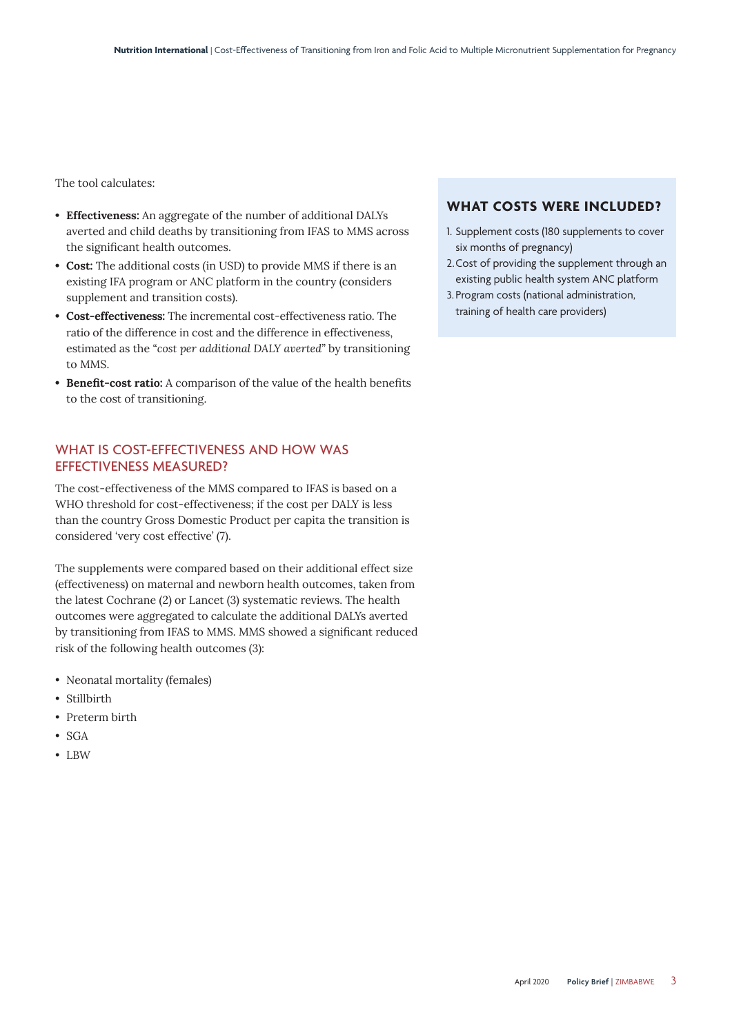The tool calculates:

- **Effectiveness:** An aggregate of the number of additional DALYs averted and child deaths by transitioning from IFAS to MMS across the significant health outcomes.
- **Cost:** The additional costs (in USD) to provide MMS if there is an existing IFA program or ANC platform in the country (considers supplement and transition costs).
- **Cost-effectiveness:** The incremental cost-effectiveness ratio. The ratio of the difference in cost and the difference in effectiveness, estimated as the "*cost per additional DALY averted*" by transitioning to MMS.
- **Benefit-cost ratio:** A comparison of the value of the health benefits to the cost of transitioning.

## WHAT IS COST-EFFECTIVENESS AND HOW WAS EFFECTIVENESS MEASURED?

The cost-effectiveness of the MMS compared to IFAS is based on a WHO threshold for cost-effectiveness; if the cost per DALY is less than the country Gross Domestic Product per capita the transition is considered 'very cost effective' (7).

The supplements were compared based on their additional effect size (effectiveness) on maternal and newborn health outcomes, taken from the latest Cochrane (2) or Lancet (3) systematic reviews. The health outcomes were aggregated to calculate the additional DALYs averted by transitioning from IFAS to MMS. MMS showed a significant reduced risk of the following health outcomes (3):

- Neonatal mortality (females)
- Stillbirth
- Preterm birth
- SGA
- LBW

## WHAT COSTS WERE INCLUDED?

1. Supplement costs (180 supplements to cover six months of pregnancy)
2. Cost of providing the supplement through an existing public health system ANC platform
3. Program costs (national administration, training of health care providers)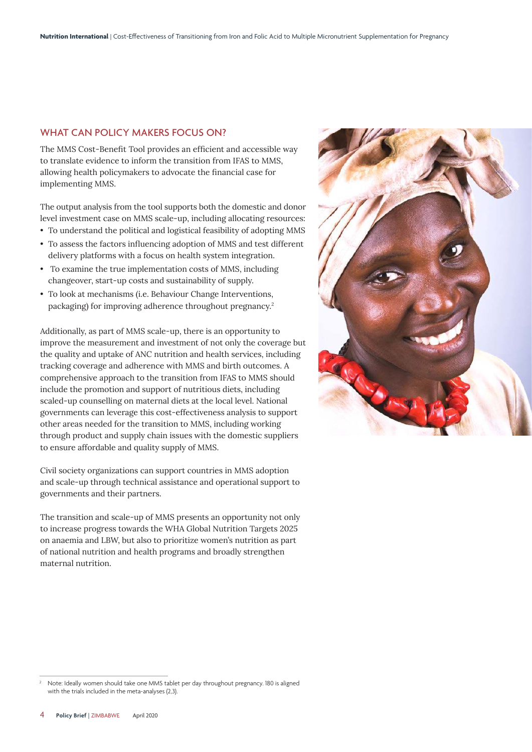## WHAT CAN POLICY MAKERS FOCUS ON?

The MMS Cost-Benefit Tool provides an efficient and accessible way to translate evidence to inform the transition from IFAS to MMS, allowing health policymakers to advocate the financial case for implementing MMS.

The output analysis from the tool supports both the domestic and donor level investment case on MMS scale-up, including allocating resources:

- To understand the political and logistical feasibility of adopting MMS
- To assess the factors influencing adoption of MMS and test different delivery platforms with a focus on health system integration.
- To examine the true implementation costs of MMS, including changeover, start-up costs and sustainability of supply.
- To look at mechanisms (i.e. Behaviour Change Interventions, packaging) for improving adherence throughout pregnancy.[2]

Additionally, as part of MMS scale-up, there is an opportunity to improve the measurement and investment of not only the coverage but the quality and uptake of ANC nutrition and health services, including tracking coverage and adherence with MMS and birth outcomes. A comprehensive approach to the transition from IFAS to MMS should include the promotion and support of nutritious diets, including scaled-up counselling on maternal diets at the local level. National governments can leverage this cost-effectiveness analysis to support other areas needed for the transition to MMS, including working through product and supply chain issues with the domestic suppliers to ensure affordable and quality supply of MMS.

Civil society organizations can support countries in MMS adoption and scale-up through technical assistance and operational support to governments and their partners.

The transition and scale-up of MMS presents an opportunity not only to increase progress towards the WHA Global Nutrition Targets 2025 on anaemia and LBW, but also to prioritize women's nutrition as part of national nutrition and health programs and broadly strengthen maternal nutrition.

---

[2] Note: Ideally women should take one MMS tablet per day throughout pregnancy. 180 is aligned with the trials included in the meta-analyses (2,3).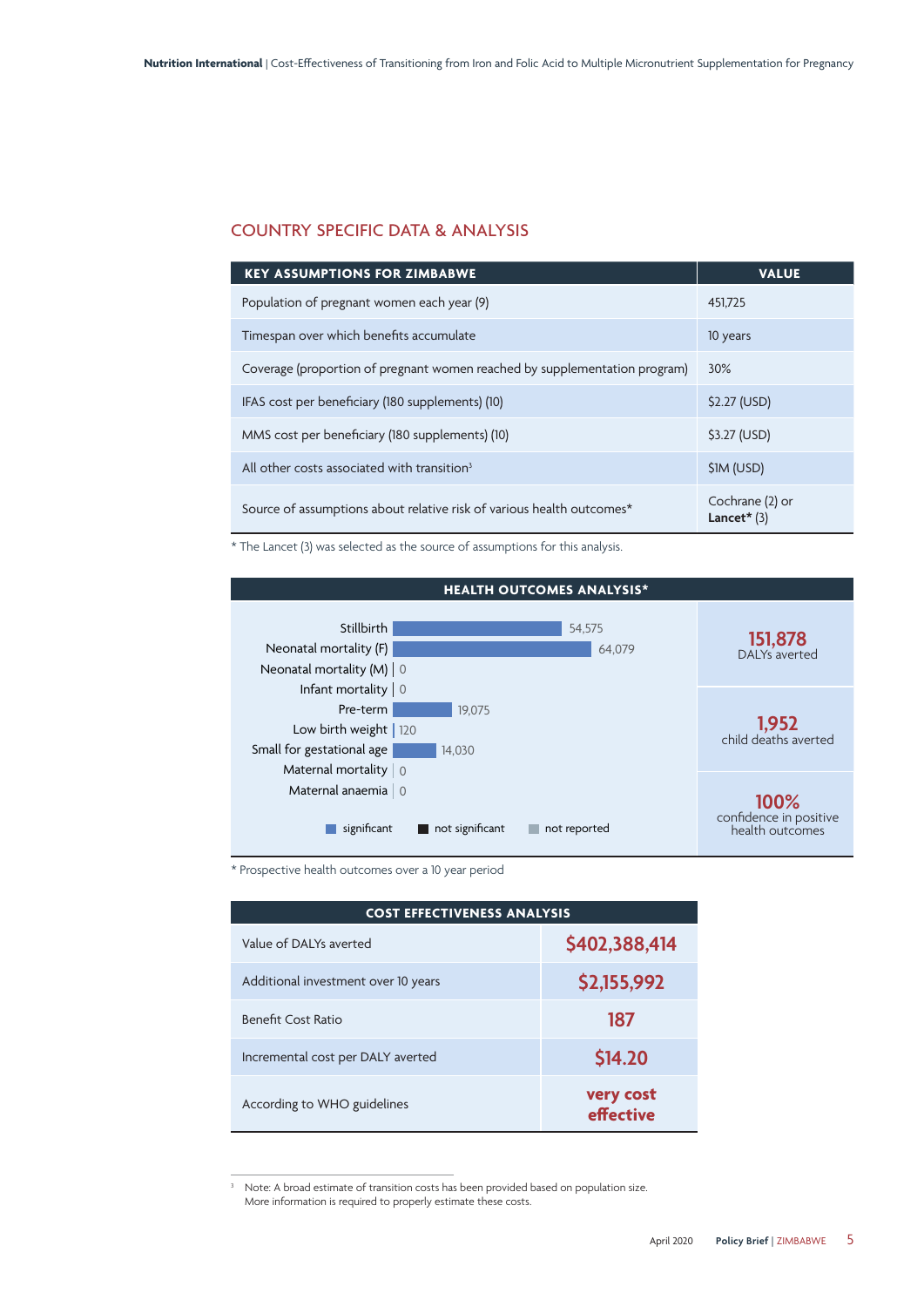## COUNTRY SPECIFIC DATA & ANALYSIS

| KEY ASSUMPTIONS FOR ZIMBABWE | VALUE |
|---|---|
| Population of pregnant women each year (9) | 451,725 |
| Timespan over which benefits accumulate | 10 years |
| Coverage (proportion of pregnant women reached by supplementation program) | 30% |
| IFAS cost per beneficiary (180 supplements) (10) | $2.27 (USD) |
| MMS cost per beneficiary (180 supplements) (10) | $3.27 (USD) |
| All other costs associated with transition[3] | $1M (USD) |
| Source of assumptions about relative risk of various health outcomes* | Cochrane (2) or **Lancet*** (3) |

* The Lancet (3) was selected as the source of assumptions for this analysis.

**HEALTH OUTCOMES ANALYSIS***

| Outcome | Value |
|---|---|
| Stillbirth | 54,575 |
| Neonatal mortality (F) | 64,079 |
| Neonatal mortality (M) | 0 |
| Infant mortality | 0 |
| Pre-term | 19,075 |
| Low birth weight | 120 |
| Small for gestational age | 14,030 |
| Maternal mortality | 0 |
| Maternal anaemia | 0 |

Legend: significant, not significant, not reported

**151,878** DALYs averted

**1,952** child deaths averted

**100%** confidence in positive health outcomes

* Prospective health outcomes over a 10 year period

| COST EFFECTIVENESS ANALYSIS | |
|---|---|
| Value of DALYs averted | **$402,388,414** |
| Additional investment over 10 years | **$2,155,992** |
| Benefit Cost Ratio | **187** |
| Incremental cost per DALY averted | **$14.20** |
| According to WHO guidelines | **very cost effective** |

[3] Note: A broad estimate of transition costs has been provided based on population size. More information is required to properly estimate these costs.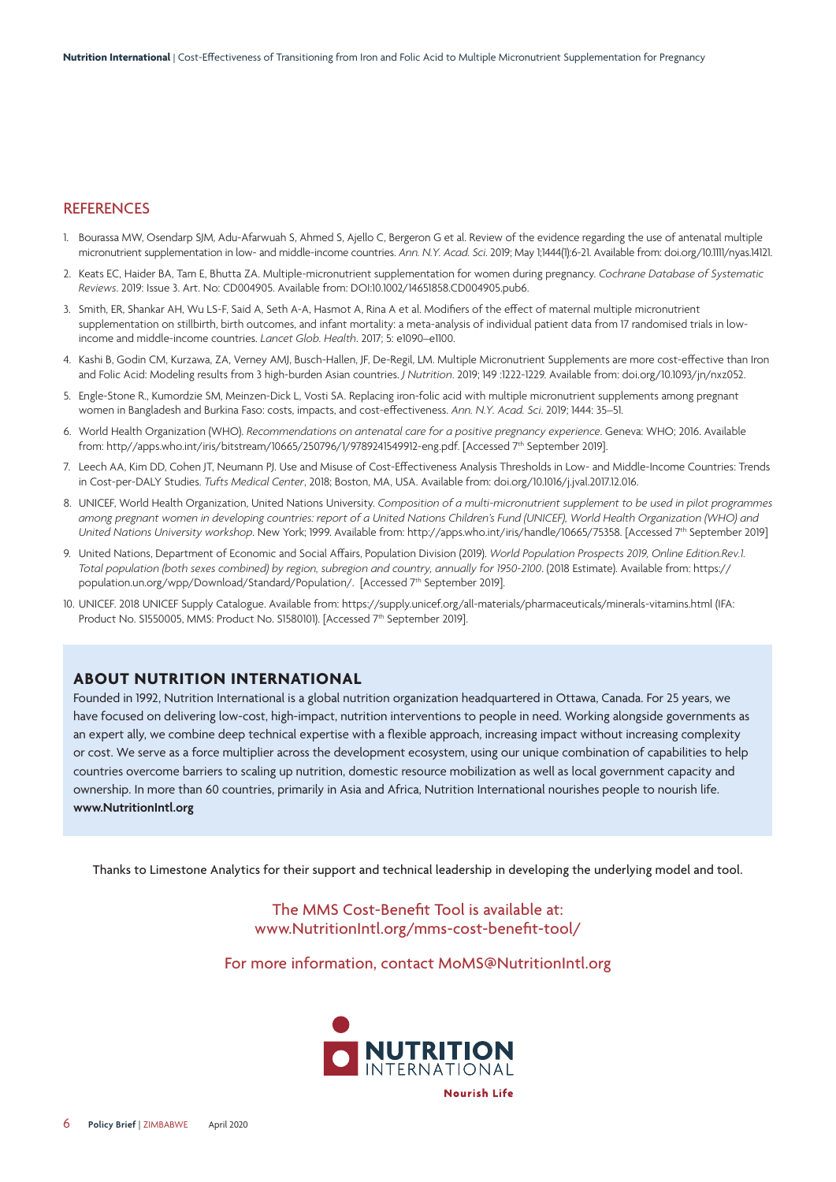## REFERENCES

1. Bourassa MW, Osendarp SJM, Adu-Afarwuah S, Ahmed S, Ajello C, Bergeron G et al. Review of the evidence regarding the use of antenatal multiple micronutrient supplementation in low- and middle-income countries. *Ann. N.Y. Acad. Sci*. 2019; May 1;1444(1):6-21. Available from: doi.org/10.1111/nyas.14121.
2. Keats EC, Haider BA, Tam E, Bhutta ZA. Multiple-micronutrient supplementation for women during pregnancy. *Cochrane Database of Systematic Reviews*. 2019: Issue 3. Art. No: CD004905. Available from: DOI:10.1002/14651858.CD004905.pub6.
3. Smith, ER, Shankar AH, Wu LS-F, Said A, Seth A-A, Hasmot A, Rina A et al. Modifiers of the effect of maternal multiple micronutrient supplementation on stillbirth, birth outcomes, and infant mortality: a meta-analysis of individual patient data from 17 randomised trials in low-income and middle-income countries. *Lancet Glob. Health*. 2017; 5: e1090–e1100.
4. Kashi B, Godin CM, Kurzawa, ZA, Verney AMJ, Busch-Hallen, JF, De-Regil, LM. Multiple Micronutrient Supplements are more cost-effective than Iron and Folic Acid: Modeling results from 3 high-burden Asian countries. *J Nutrition*. 2019; 149 :1222-1229. Available from: doi.org/10.1093/jn/nxz052.
5. Engle-Stone R., Kumordzie SM, Meinzen-Dick L, Vosti SA. Replacing iron-folic acid with multiple micronutrient supplements among pregnant women in Bangladesh and Burkina Faso: costs, impacts, and cost-effectiveness. *Ann. N.Y. Acad. Sci*. 2019; 1444: 35–51.
6. World Health Organization (WHO). *Recommendations on antenatal care for a positive pregnancy experience*. Geneva: WHO; 2016. Available from: http//apps.who.int/iris/bitstream/10665/250796/1/9789241549912-eng.pdf. [Accessed 7th September 2019].
7. Leech AA, Kim DD, Cohen JT, Neumann PJ. Use and Misuse of Cost-Effectiveness Analysis Thresholds in Low- and Middle-Income Countries: Trends in Cost-per-DALY Studies. *Tufts Medical Center*, 2018; Boston, MA, USA. Available from: doi.org/10.1016/j.jval.2017.12.016.
8. UNICEF, World Health Organization, United Nations University. *Composition of a multi-micronutrient supplement to be used in pilot programmes among pregnant women in developing countries: report of a United Nations Children's Fund (UNICEF), World Health Organization (WHO) and United Nations University workshop*. New York; 1999. Available from: http://apps.who.int/iris/handle/10665/75358. [Accessed 7th September 2019]
9. United Nations, Department of Economic and Social Affairs, Population Division (2019). *World Population Prospects 2019, Online Edition.Rev.1. Total population (both sexes combined) by region, subregion and country, annually for 1950-2100*. (2018 Estimate). Available from: https://population.un.org/wpp/Download/Standard/Population/. [Accessed 7th September 2019].
10. UNICEF. 2018 UNICEF Supply Catalogue. Available from: https://supply.unicef.org/all-materials/pharmaceuticals/minerals-vitamins.html (IFA: Product No. S1550005, MMS: Product No. S1580101). [Accessed 7th September 2019].

## ABOUT NUTRITION INTERNATIONAL

Founded in 1992, Nutrition International is a global nutrition organization headquartered in Ottawa, Canada. For 25 years, we have focused on delivering low-cost, high-impact, nutrition interventions to people in need. Working alongside governments as an expert ally, we combine deep technical expertise with a flexible approach, increasing impact without increasing complexity or cost. We serve as a force multiplier across the development ecosystem, using our unique combination of capabilities to help countries overcome barriers to scaling up nutrition, domestic resource mobilization as well as local government capacity and ownership. In more than 60 countries, primarily in Asia and Africa, Nutrition International nourishes people to nourish life.
**www.NutritionIntl.org**

Thanks to Limestone Analytics for their support and technical leadership in developing the underlying model and tool.

The MMS Cost-Benefit Tool is available at:
www.NutritionIntl.org/mms-cost-benefit-tool/

For more information, contact MoMS@NutritionIntl.org

NUTRITION INTERNATIONAL
Nourish Life

Policy Brief | ZIMBABWE April 2020